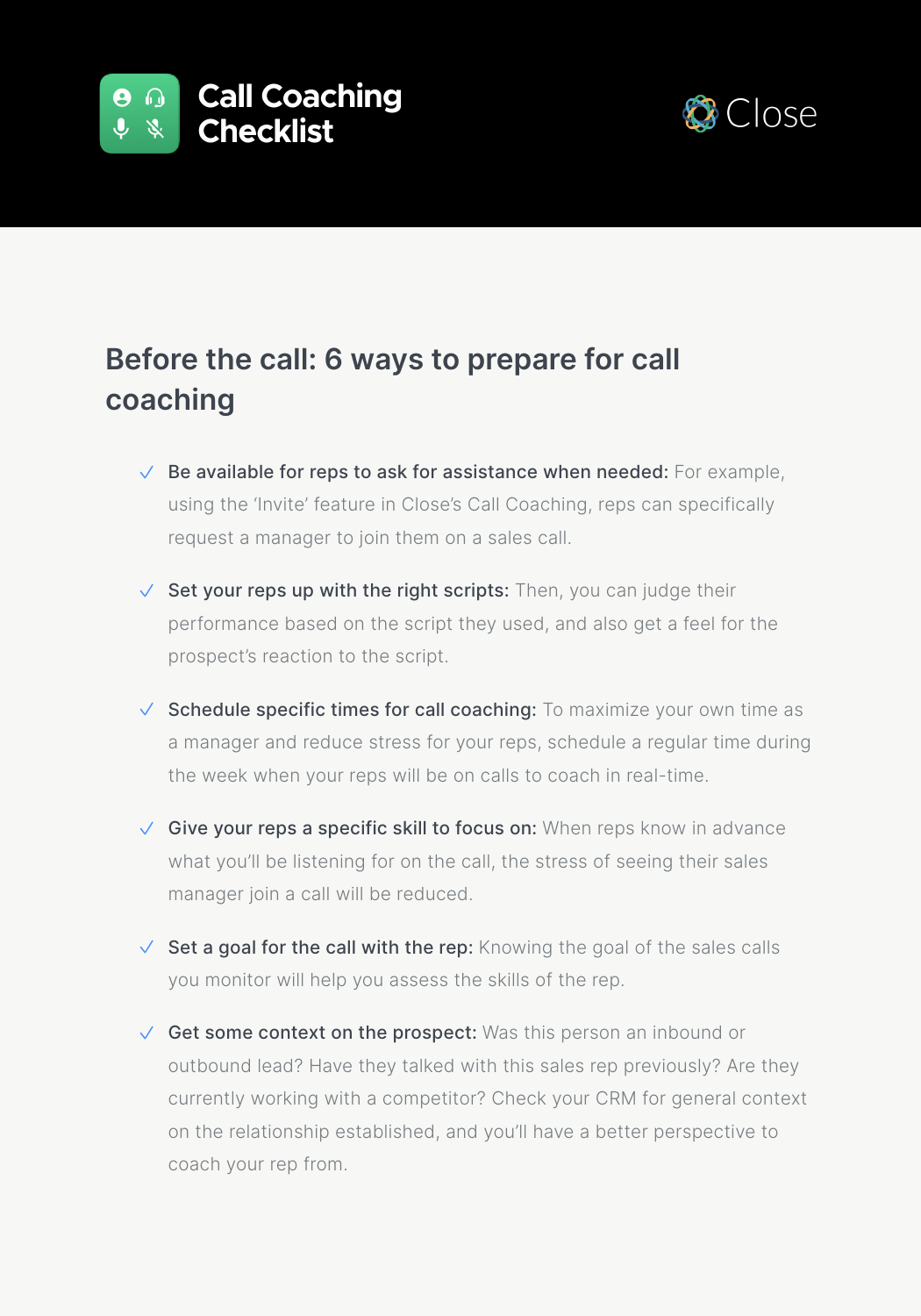# Call Coaching Checklist

Close

## Before the call: 6 ways to prepare for call coaching

- ✓ **Be available for reps to ask for assistance when needed:** For example, using the 'Invite' feature in Close's Call Coaching, reps can specifically request a manager to join them on a sales call.
- ✓ **Set your reps up with the right scripts:** Then, you can judge their performance based on the script they used, and also get a feel for the prospect's reaction to the script.
- ✓ **Schedule specific times for call coaching:** To maximize your own time as a manager and reduce stress for your reps, schedule a regular time during the week when your reps will be on calls to coach in real-time.
- ✓ **Give your reps a specific skill to focus on:** When reps know in advance what you'll be listening for on the call, the stress of seeing their sales manager join a call will be reduced.
- ✓ **Set a goal for the call with the rep:** Knowing the goal of the sales calls you monitor will help you assess the skills of the rep.
- ✓ **Get some context on the prospect:** Was this person an inbound or outbound lead? Have they talked with this sales rep previously? Are they currently working with a competitor? Check your CRM for general context on the relationship established, and you'll have a better perspective to coach your rep from.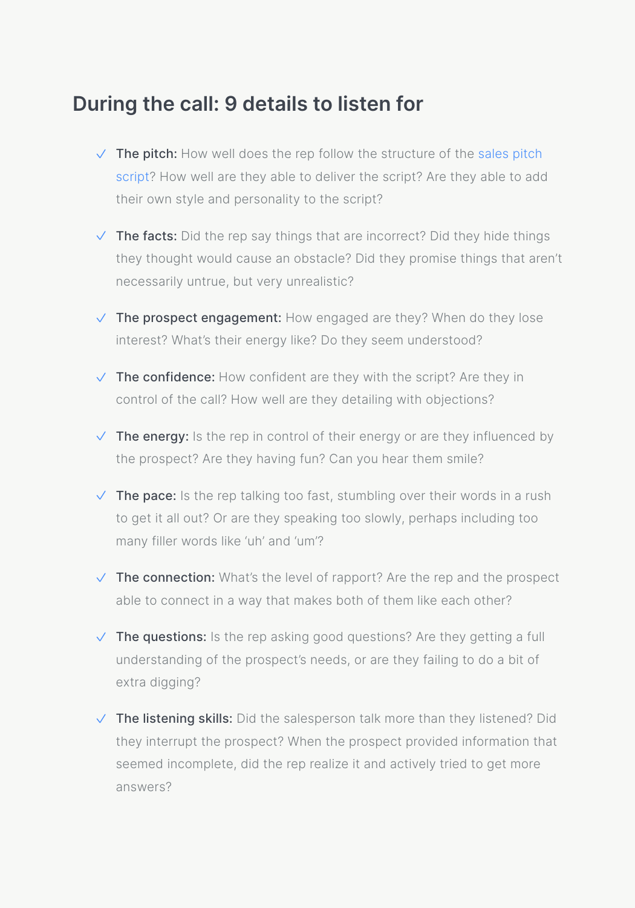## During the call: 9 details to listen for

- **The pitch:** How well does the rep follow the structure of the sales pitch script? How well are they able to deliver the script? Are they able to add their own style and personality to the script?
- **The facts:** Did the rep say things that are incorrect? Did they hide things they thought would cause an obstacle? Did they promise things that aren't necessarily untrue, but very unrealistic?
- **The prospect engagement:** How engaged are they? When do they lose interest? What's their energy like? Do they seem understood?
- **The confidence:** How confident are they with the script? Are they in control of the call? How well are they detailing with objections?
- **The energy:** Is the rep in control of their energy or are they influenced by the prospect? Are they having fun? Can you hear them smile?
- **The pace:** Is the rep talking too fast, stumbling over their words in a rush to get it all out? Or are they speaking too slowly, perhaps including too many filler words like 'uh' and 'um'?
- **The connection:** What's the level of rapport? Are the rep and the prospect able to connect in a way that makes both of them like each other?
- **The questions:** Is the rep asking good questions? Are they getting a full understanding of the prospect's needs, or are they failing to do a bit of extra digging?
- **The listening skills:** Did the salesperson talk more than they listened? Did they interrupt the prospect? When the prospect provided information that seemed incomplete, did the rep realize it and actively tried to get more answers?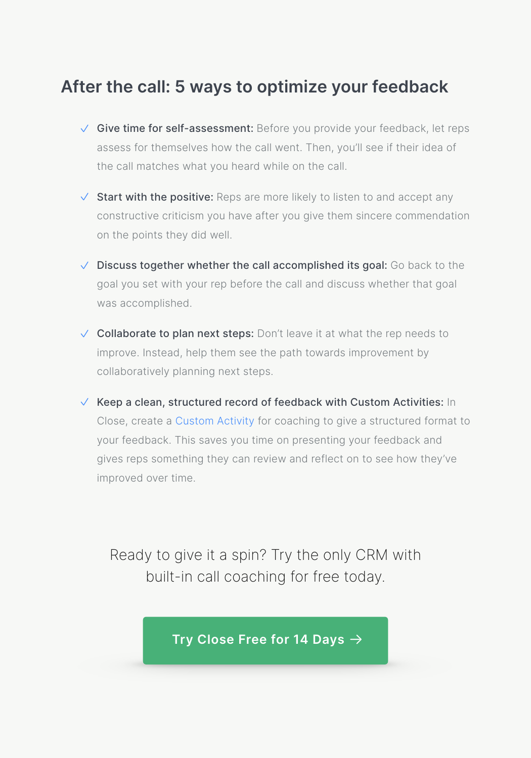## After the call: 5 ways to optimize your feedback

- ✓ **Give time for self-assessment:** Before you provide your feedback, let reps assess for themselves how the call went. Then, you'll see if their idea of the call matches what you heard while on the call.
- ✓ **Start with the positive:** Reps are more likely to listen to and accept any constructive criticism you have after you give them sincere commendation on the points they did well.
- ✓ **Discuss together whether the call accomplished its goal:** Go back to the goal you set with your rep before the call and discuss whether that goal was accomplished.
- ✓ **Collaborate to plan next steps:** Don't leave it at what the rep needs to improve. Instead, help them see the path towards improvement by collaboratively planning next steps.
- ✓ **Keep a clean, structured record of feedback with Custom Activities:** In Close, create a Custom Activity for coaching to give a structured format to your feedback. This saves you time on presenting your feedback and gives reps something they can review and reflect on to see how they've improved over time.

Ready to give it a spin? Try the only CRM with built-in call coaching for free today.

**Try Close Free for 14 Days →**